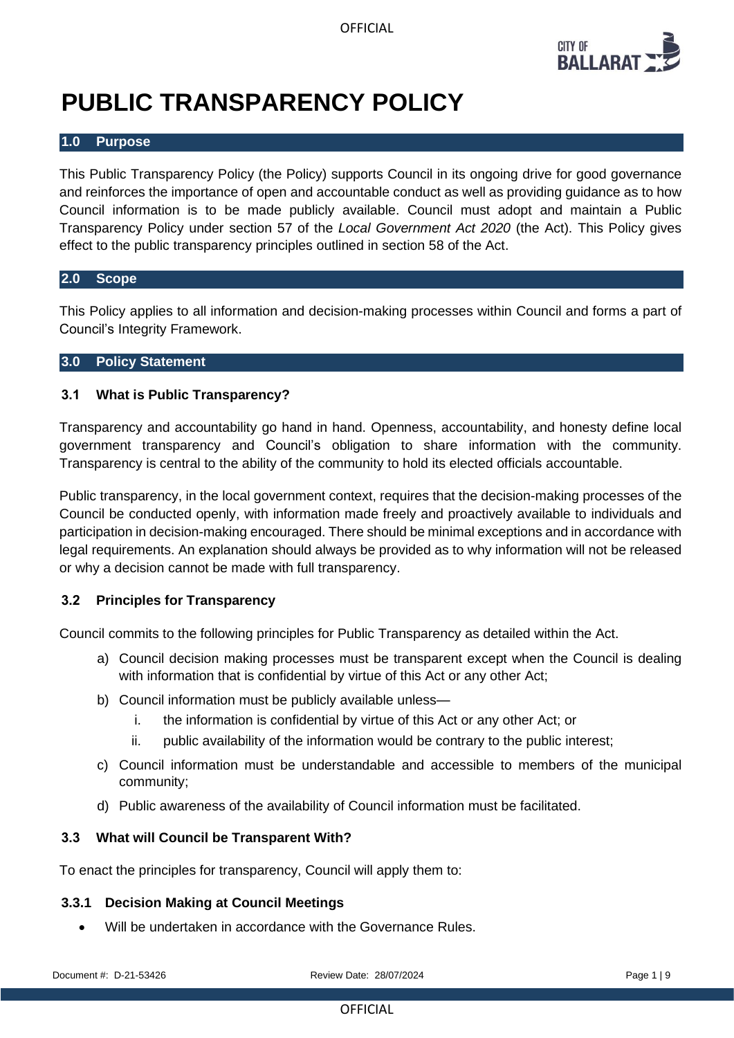# PUBLIC TRANSPARENCY POLICY

## 1.0 Purpose

This Public Transparency Policy (the Policy) supports Council in its ongoing drive for good governance and reinforces the importance of open and accountable conduct as well as providing guidance as to how Council information is to be made publicly available. Council must adopt and maintain a Public Transparency Policy under section 57 of the *Local Government Act 2020* (the Act). This Policy gives effect to the public transparency principles outlined in section 58 of the Act.

## 2.0 Scope

This Policy applies to all information and decision-making processes within Council and forms a part of Council's Integrity Framework.

## 3.0 Policy Statement

### 3.1 What is Public Transparency?

Transparency and accountability go hand in hand. Openness, accountability, and honesty define local government transparency and Council's obligation to share information with the community. Transparency is central to the ability of the community to hold its elected officials accountable.

Public transparency, in the local government context, requires that the decision-making processes of the Council be conducted openly, with information made freely and proactively available to individuals and participation in decision-making encouraged. There should be minimal exceptions and in accordance with legal requirements. An explanation should always be provided as to why information will not be released or why a decision cannot be made with full transparency.

### 3.2 Principles for Transparency

Council commits to the following principles for Public Transparency as detailed within the Act.

a) Council decision making processes must be transparent except when the Council is dealing with information that is confidential by virtue of this Act or any other Act;

b) Council information must be publicly available unless—
   i. the information is confidential by virtue of this Act or any other Act; or
   ii. public availability of the information would be contrary to the public interest;

c) Council information must be understandable and accessible to members of the municipal community;

d) Public awareness of the availability of Council information must be facilitated.

### 3.3 What will Council be Transparent With?

To enact the principles for transparency, Council will apply them to:

#### 3.3.1 Decision Making at Council Meetings

- Will be undertaken in accordance with the Governance Rules.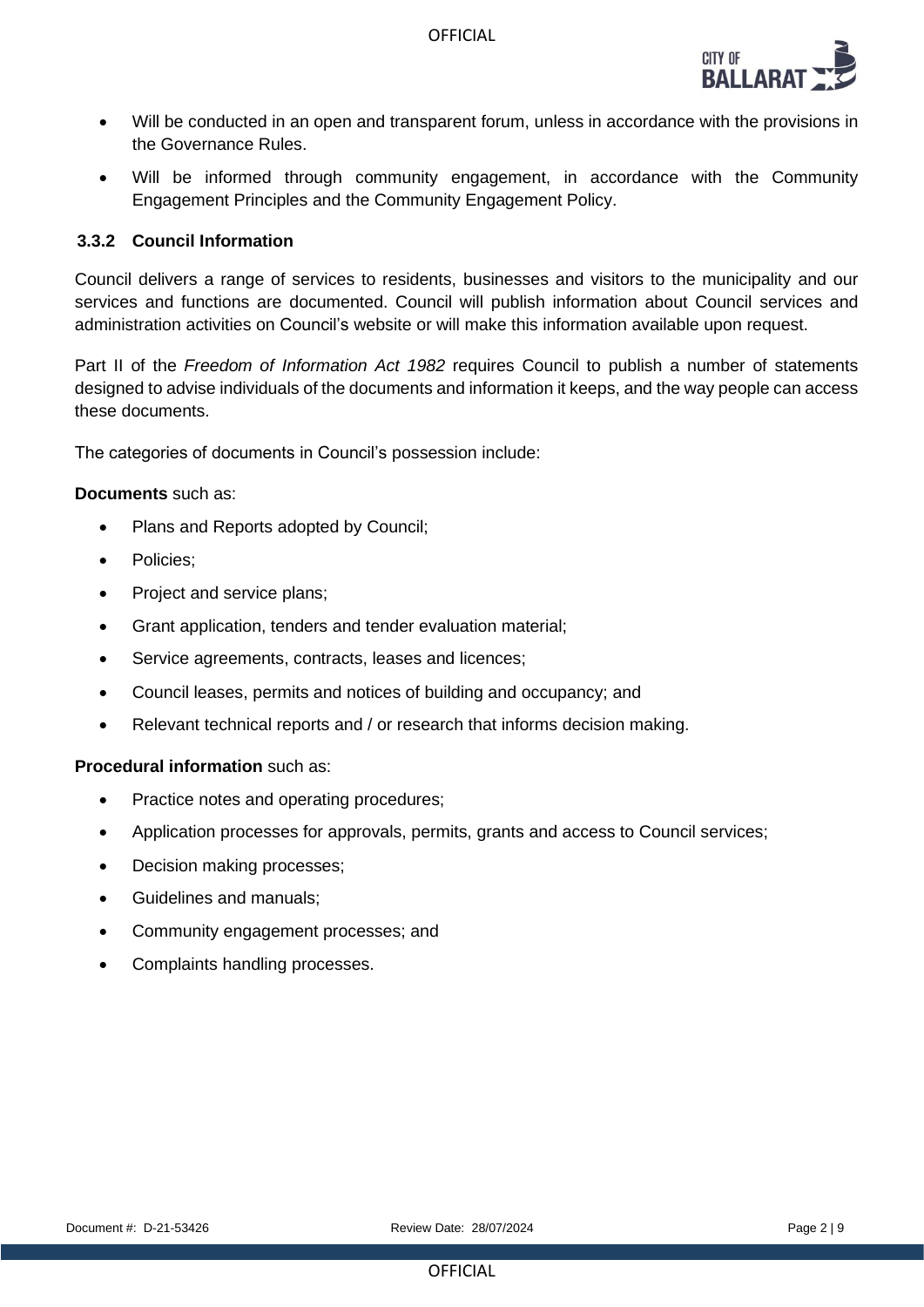- Will be conducted in an open and transparent forum, unless in accordance with the provisions in the Governance Rules.
- Will be informed through community engagement, in accordance with the Community Engagement Principles and the Community Engagement Policy.

### 3.3.2 Council Information

Council delivers a range of services to residents, businesses and visitors to the municipality and our services and functions are documented. Council will publish information about Council services and administration activities on Council's website or will make this information available upon request.

Part II of the *Freedom of Information Act 1982* requires Council to publish a number of statements designed to advise individuals of the documents and information it keeps, and the way people can access these documents.

The categories of documents in Council's possession include:

**Documents** such as:

- Plans and Reports adopted by Council;
- Policies;
- Project and service plans;
- Grant application, tenders and tender evaluation material;
- Service agreements, contracts, leases and licences;
- Council leases, permits and notices of building and occupancy; and
- Relevant technical reports and / or research that informs decision making.

**Procedural information** such as:

- Practice notes and operating procedures;
- Application processes for approvals, permits, grants and access to Council services;
- Decision making processes;
- Guidelines and manuals;
- Community engagement processes; and
- Complaints handling processes.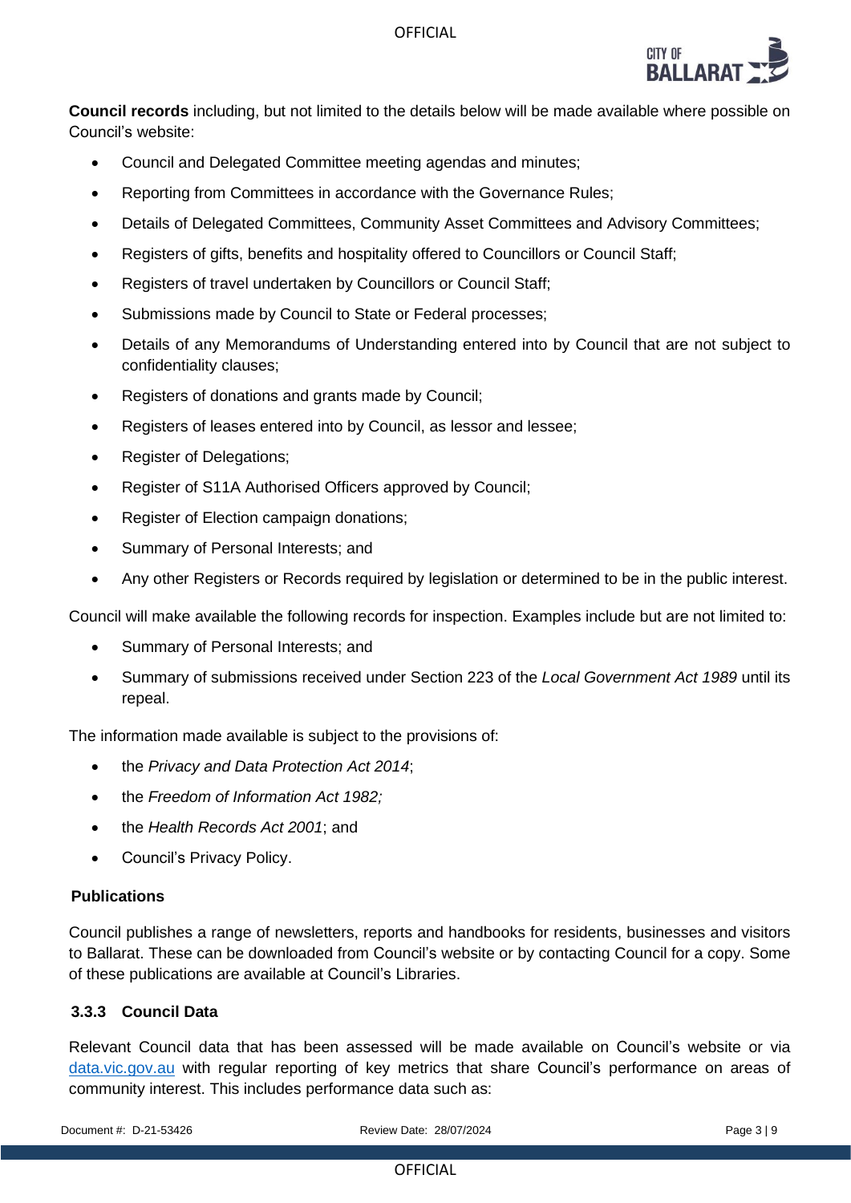**Council records** including, but not limited to the details below will be made available where possible on Council's website:

- Council and Delegated Committee meeting agendas and minutes;
- Reporting from Committees in accordance with the Governance Rules;
- Details of Delegated Committees, Community Asset Committees and Advisory Committees;
- Registers of gifts, benefits and hospitality offered to Councillors or Council Staff;
- Registers of travel undertaken by Councillors or Council Staff;
- Submissions made by Council to State or Federal processes;
- Details of any Memorandums of Understanding entered into by Council that are not subject to confidentiality clauses;
- Registers of donations and grants made by Council;
- Registers of leases entered into by Council, as lessor and lessee;
- Register of Delegations;
- Register of S11A Authorised Officers approved by Council;
- Register of Election campaign donations;
- Summary of Personal Interests; and
- Any other Registers or Records required by legislation or determined to be in the public interest.

Council will make available the following records for inspection. Examples include but are not limited to:

- Summary of Personal Interests; and
- Summary of submissions received under Section 223 of the *Local Government Act 1989* until its repeal.

The information made available is subject to the provisions of:

- the *Privacy and Data Protection Act 2014*;
- the *Freedom of Information Act 1982;*
- the *Health Records Act 2001*; and
- Council's Privacy Policy.

#### Publications

Council publishes a range of newsletters, reports and handbooks for residents, businesses and visitors to Ballarat. These can be downloaded from Council's website or by contacting Council for a copy. Some of these publications are available at Council's Libraries.

#### 3.3.3 Council Data

Relevant Council data that has been assessed will be made available on Council's website or via [data.vic.gov.au](data.vic.gov.au) with regular reporting of key metrics that share Council's performance on areas of community interest. This includes performance data such as: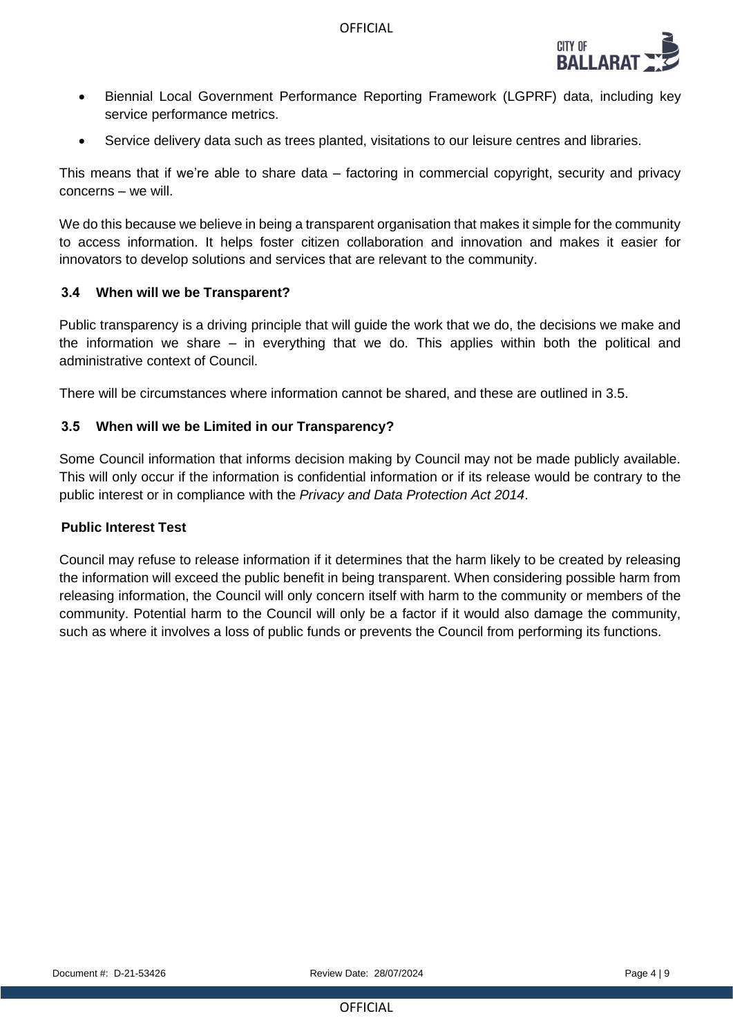- Biennial Local Government Performance Reporting Framework (LGPRF) data, including key service performance metrics.
- Service delivery data such as trees planted, visitations to our leisure centres and libraries.

This means that if we're able to share data – factoring in commercial copyright, security and privacy concerns – we will.

We do this because we believe in being a transparent organisation that makes it simple for the community to access information. It helps foster citizen collaboration and innovation and makes it easier for innovators to develop solutions and services that are relevant to the community.

### 3.4 When will we be Transparent?

Public transparency is a driving principle that will guide the work that we do, the decisions we make and the information we share – in everything that we do. This applies within both the political and administrative context of Council.

There will be circumstances where information cannot be shared, and these are outlined in 3.5.

### 3.5 When will we be Limited in our Transparency?

Some Council information that informs decision making by Council may not be made publicly available. This will only occur if the information is confidential information or if its release would be contrary to the public interest or in compliance with the *Privacy and Data Protection Act 2014*.

**Public Interest Test**

Council may refuse to release information if it determines that the harm likely to be created by releasing the information will exceed the public benefit in being transparent. When considering possible harm from releasing information, the Council will only concern itself with harm to the community or members of the community. Potential harm to the Council will only be a factor if it would also damage the community, such as where it involves a loss of public funds or prevents the Council from performing its functions.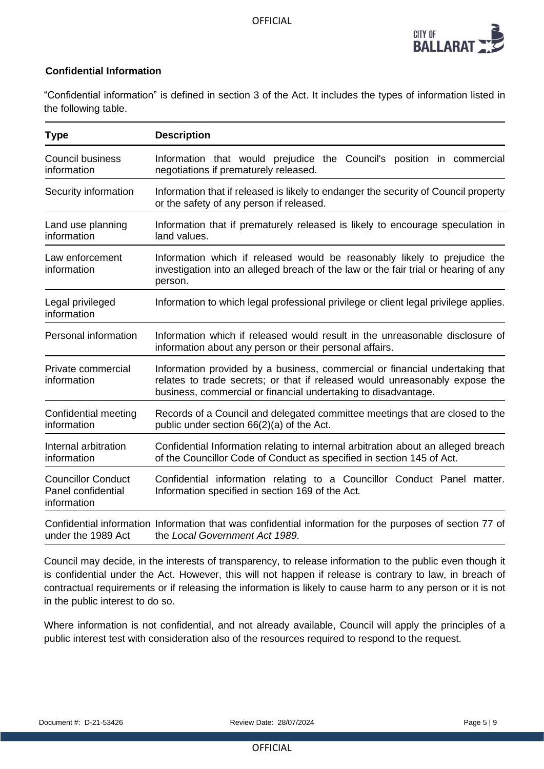## Confidential Information

"Confidential information" is defined in section 3 of the Act. It includes the types of information listed in the following table.

| Type | Description |
|---|---|
| Council business information | Information that would prejudice the Council's position in commercial negotiations if prematurely released. |
| Security information | Information that if released is likely to endanger the security of Council property or the safety of any person if released. |
| Land use planning information | Information that if prematurely released is likely to encourage speculation in land values. |
| Law enforcement information | Information which if released would be reasonably likely to prejudice the investigation into an alleged breach of the law or the fair trial or hearing of any person. |
| Legal privileged information | Information to which legal professional privilege or client legal privilege applies. |
| Personal information | Information which if released would result in the unreasonable disclosure of information about any person or their personal affairs. |
| Private commercial information | Information provided by a business, commercial or financial undertaking that relates to trade secrets; or that if released would unreasonably expose the business, commercial or financial undertaking to disadvantage. |
| Confidential meeting information | Records of a Council and delegated committee meetings that are closed to the public under section 66(2)(a) of the Act. |
| Internal arbitration information | Confidential Information relating to internal arbitration about an alleged breach of the Councillor Code of Conduct as specified in section 145 of Act. |
| Councillor Conduct Panel confidential information | Confidential information relating to a Councillor Conduct Panel matter. Information specified in section 169 of the Act. |
| Confidential information under the 1989 Act | Information that was confidential information for the purposes of section 77 of the *Local Government Act 1989*. |

Council may decide, in the interests of transparency, to release information to the public even though it is confidential under the Act. However, this will not happen if release is contrary to law, in breach of contractual requirements or if releasing the information is likely to cause harm to any person or it is not in the public interest to do so.

Where information is not confidential, and not already available, Council will apply the principles of a public interest test with consideration also of the resources required to respond to the request.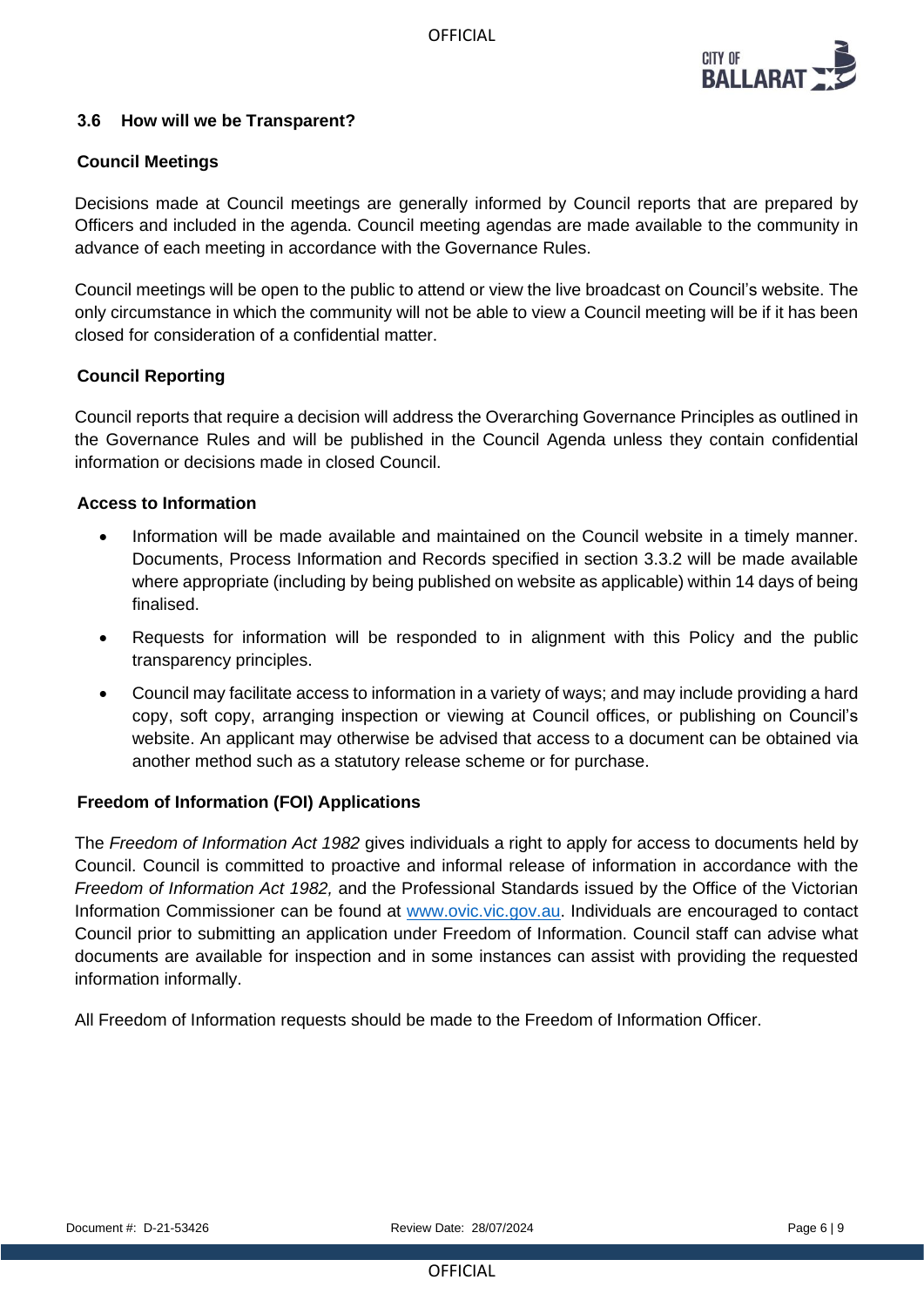### 3.6 How will we be Transparent?

**Council Meetings**

Decisions made at Council meetings are generally informed by Council reports that are prepared by Officers and included in the agenda. Council meeting agendas are made available to the community in advance of each meeting in accordance with the Governance Rules.

Council meetings will be open to the public to attend or view the live broadcast on Council's website. The only circumstance in which the community will not be able to view a Council meeting will be if it has been closed for consideration of a confidential matter.

**Council Reporting**

Council reports that require a decision will address the Overarching Governance Principles as outlined in the Governance Rules and will be published in the Council Agenda unless they contain confidential information or decisions made in closed Council.

**Access to Information**

- Information will be made available and maintained on the Council website in a timely manner. Documents, Process Information and Records specified in section 3.3.2 will be made available where appropriate (including by being published on website as applicable) within 14 days of being finalised.
- Requests for information will be responded to in alignment with this Policy and the public transparency principles.
- Council may facilitate access to information in a variety of ways; and may include providing a hard copy, soft copy, arranging inspection or viewing at Council offices, or publishing on Council's website. An applicant may otherwise be advised that access to a document can be obtained via another method such as a statutory release scheme or for purchase.

**Freedom of Information (FOI) Applications**

The *Freedom of Information Act 1982* gives individuals a right to apply for access to documents held by Council. Council is committed to proactive and informal release of information in accordance with the *Freedom of Information Act 1982,* and the Professional Standards issued by the Office of the Victorian Information Commissioner can be found at www.ovic.vic.gov.au. Individuals are encouraged to contact Council prior to submitting an application under Freedom of Information. Council staff can advise what documents are available for inspection and in some instances can assist with providing the requested information informally.

All Freedom of Information requests should be made to the Freedom of Information Officer.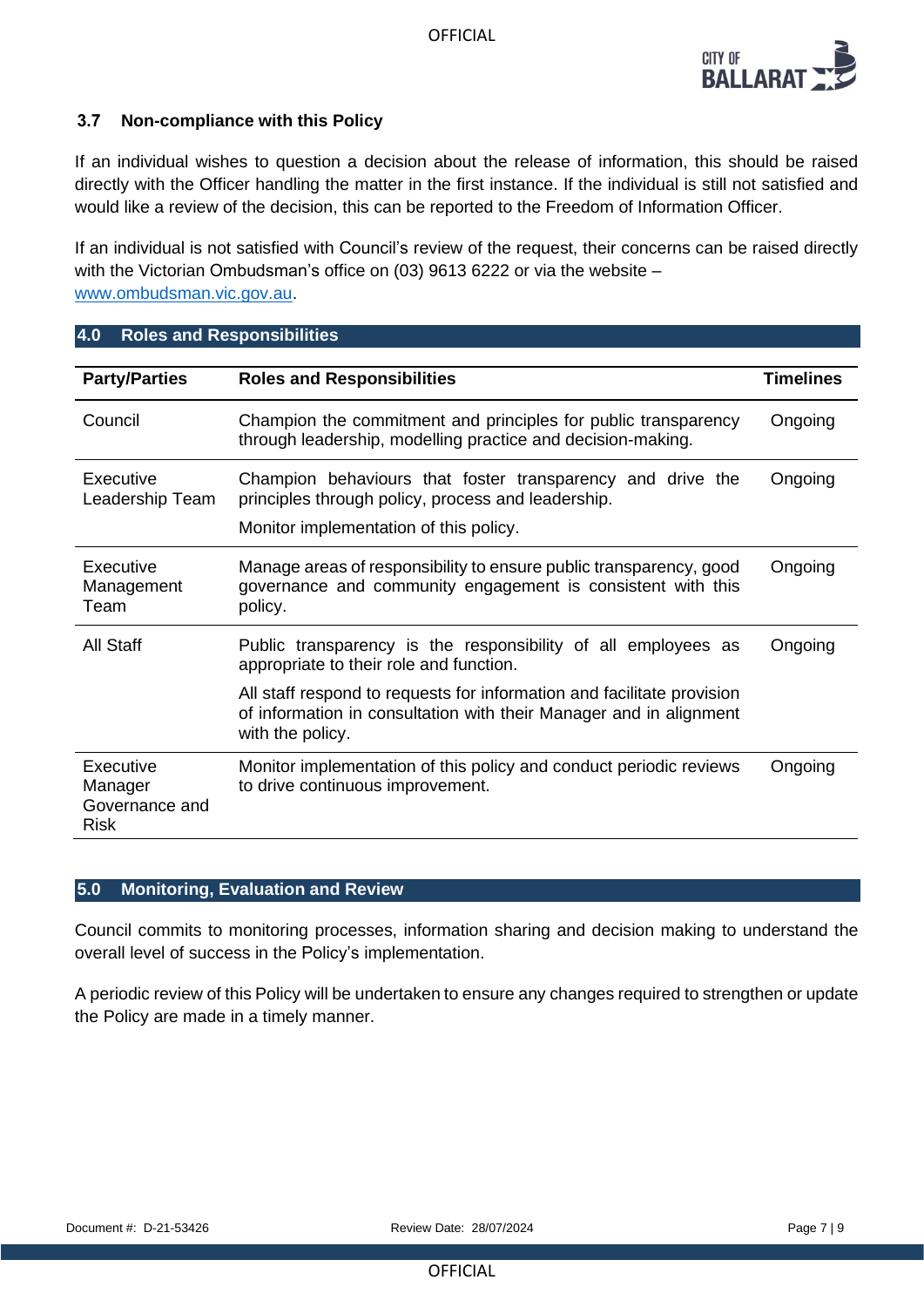### 3.7 Non-compliance with this Policy

If an individual wishes to question a decision about the release of information, this should be raised directly with the Officer handling the matter in the first instance. If the individual is still not satisfied and would like a review of the decision, this can be reported to the Freedom of Information Officer.

If an individual is not satisfied with Council's review of the request, their concerns can be raised directly with the Victorian Ombudsman's office on (03) 9613 6222 or via the website – www.ombudsman.vic.gov.au.

## 4.0 Roles and Responsibilities

| Party/Parties | Roles and Responsibilities | Timelines |
|---|---|---|
| Council | Champion the commitment and principles for public transparency through leadership, modelling practice and decision-making. | Ongoing |
| Executive Leadership Team | Champion behaviours that foster transparency and drive the principles through policy, process and leadership.<br><br>Monitor implementation of this policy. | Ongoing |
| Executive Management Team | Manage areas of responsibility to ensure public transparency, good governance and community engagement is consistent with this policy. | Ongoing |
| All Staff | Public transparency is the responsibility of all employees as appropriate to their role and function.<br><br>All staff respond to requests for information and facilitate provision of information in consultation with their Manager and in alignment with the policy. | Ongoing |
| Executive Manager Governance and Risk | Monitor implementation of this policy and conduct periodic reviews to drive continuous improvement. | Ongoing |

## 5.0 Monitoring, Evaluation and Review

Council commits to monitoring processes, information sharing and decision making to understand the overall level of success in the Policy's implementation.

A periodic review of this Policy will be undertaken to ensure any changes required to strengthen or update the Policy are made in a timely manner.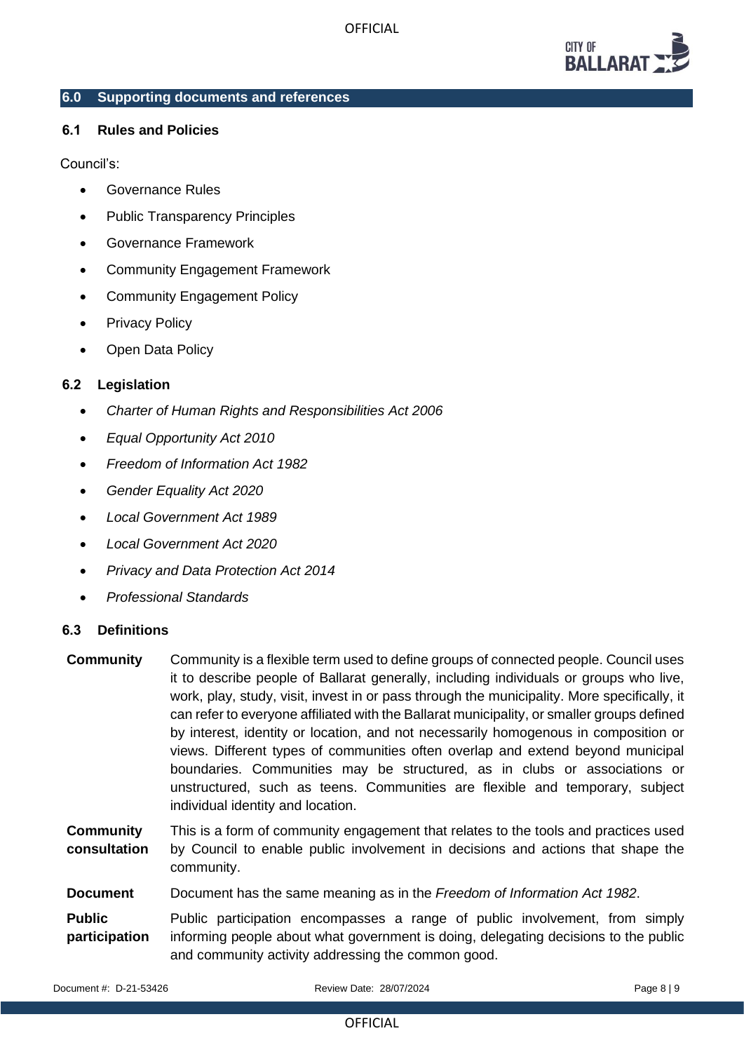## 6.0 Supporting documents and references

### 6.1 Rules and Policies

Council's:

- Governance Rules
- Public Transparency Principles
- Governance Framework
- Community Engagement Framework
- Community Engagement Policy
- Privacy Policy
- Open Data Policy

### 6.2 Legislation

- *Charter of Human Rights and Responsibilities Act 2006*
- *Equal Opportunity Act 2010*
- *Freedom of Information Act 1982*
- *Gender Equality Act 2020*
- *Local Government Act 1989*
- *Local Government Act 2020*
- *Privacy and Data Protection Act 2014*
- *Professional Standards*

### 6.3 Definitions

| | |
|---|---|
| **Community** | Community is a flexible term used to define groups of connected people. Council uses it to describe people of Ballarat generally, including individuals or groups who live, work, play, study, visit, invest in or pass through the municipality. More specifically, it can refer to everyone affiliated with the Ballarat municipality, or smaller groups defined by interest, identity or location, and not necessarily homogenous in composition or views. Different types of communities often overlap and extend beyond municipal boundaries. Communities may be structured, as in clubs or associations or unstructured, such as teens. Communities are flexible and temporary, subject individual identity and location. |
| **Community consultation** | This is a form of community engagement that relates to the tools and practices used by Council to enable public involvement in decisions and actions that shape the community. |
| **Document** | Document has the same meaning as in the *Freedom of Information Act 1982*. |
| **Public participation** | Public participation encompasses a range of public involvement, from simply informing people about what government is doing, delegating decisions to the public and community activity addressing the common good. |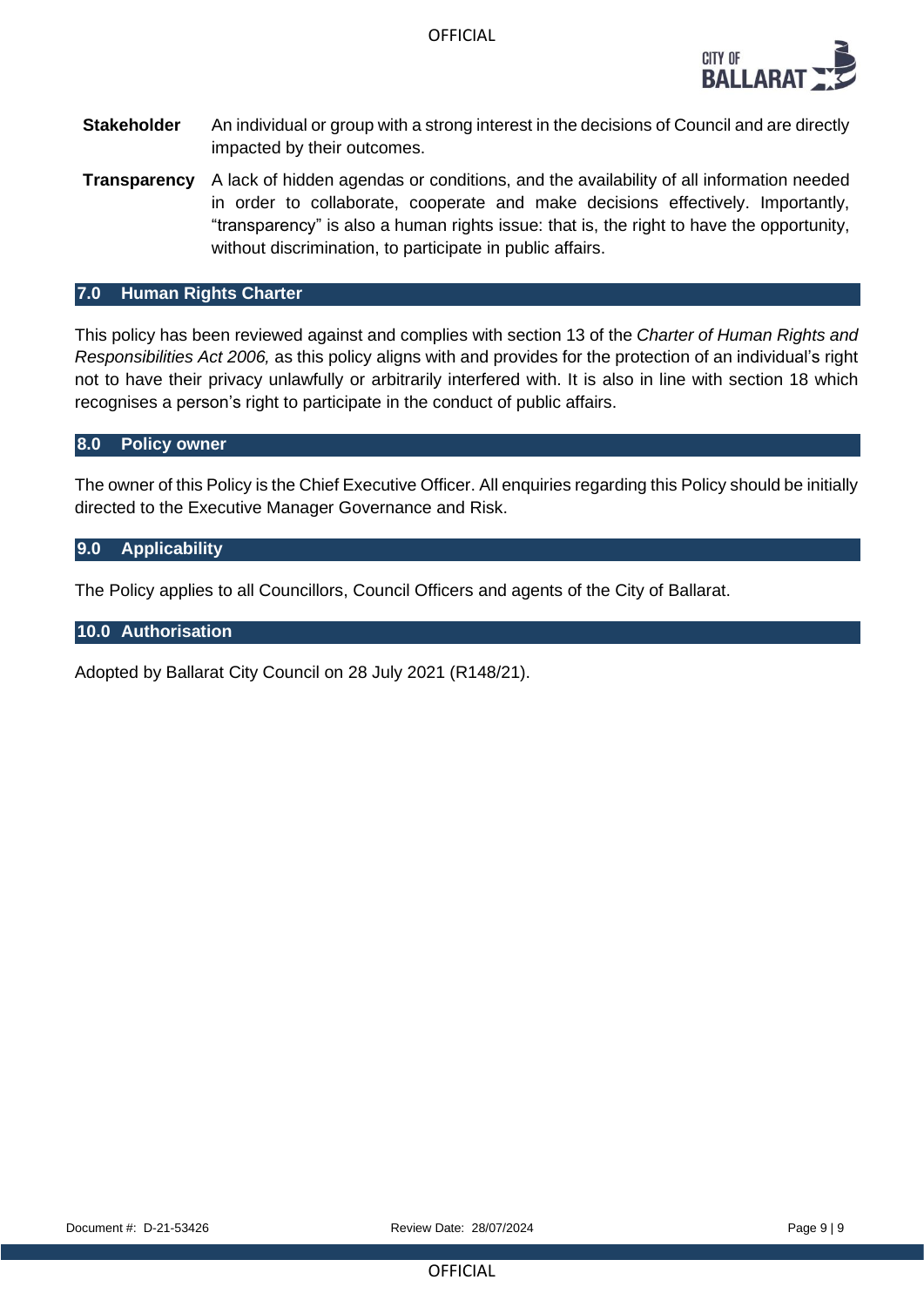**Stakeholder** An individual or group with a strong interest in the decisions of Council and are directly impacted by their outcomes.

**Transparency** A lack of hidden agendas or conditions, and the availability of all information needed in order to collaborate, cooperate and make decisions effectively. Importantly, "transparency" is also a human rights issue: that is, the right to have the opportunity, without discrimination, to participate in public affairs.

## 7.0 Human Rights Charter

This policy has been reviewed against and complies with section 13 of the *Charter of Human Rights and Responsibilities Act 2006,* as this policy aligns with and provides for the protection of an individual's right not to have their privacy unlawfully or arbitrarily interfered with. It is also in line with section 18 which recognises a person's right to participate in the conduct of public affairs.

## 8.0 Policy owner

The owner of this Policy is the Chief Executive Officer. All enquiries regarding this Policy should be initially directed to the Executive Manager Governance and Risk.

## 9.0 Applicability

The Policy applies to all Councillors, Council Officers and agents of the City of Ballarat.

## 10.0 Authorisation

Adopted by Ballarat City Council on 28 July 2021 (R148/21).